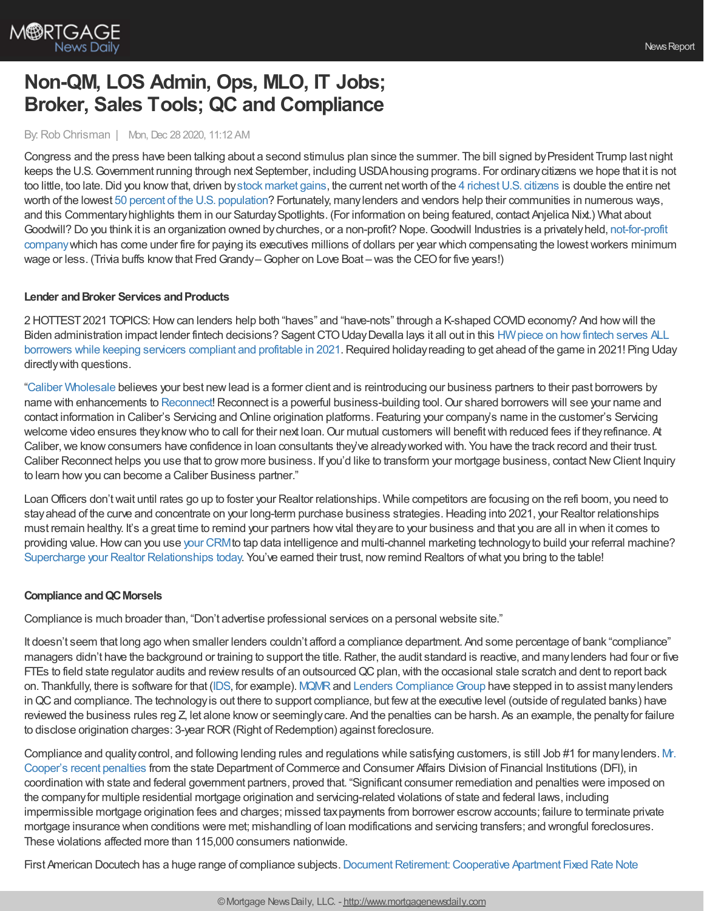# Non-QM, LOS Admin, Ops, MLO, IT Jobs; Broker, Sales Tools; QC and Compliance

By: Rob Chrisman | Mon, Dec 28 2020, 11:12 AM

Congress and the press have been talking about a second stimulus plan since the summer. The bill signed by President Trump last night keeps the U.S. Government running through next September, including USDA housing programs. For ordinary citizens we hope that it is not too little, too late. Did you know that, driven by stock market gains, the current net worth of the 4 richest U.S. citizens is double the entire net worth of the lowest 50 percent of the U.S. population? Fortunately, many lenders and vendors help their communities in numerous ways, and this Commentary highlights them in our Saturday Spotlights. (For information on being featured, contact Anjelica Nixt.) What about Goodwill? Do you think it is an organization owned by churches, or a non-profit? Nope. Goodwill Industries is a privately held, not-for-profit company which has come under fire for paying its executives millions of dollars per year which compensating the lowest workers minimum wage or less. (Trivia buffs know that Fred Grandy – Gopher on Love Boat – was the CEO for five years!)

**Lender and Broker Services and Products**

2 HOTTEST 2021 TOPICS: How can lenders help both "haves" and "have-nots" through a K-shaped COVID economy? And how will the Biden administration impact lender fintech decisions? Sagent CTO Uday Devalla lays it all out in this HW piece on how fintech serves ALL borrowers while keeping servicers compliant and profitable in 2021. Required holiday reading to get ahead of the game in 2021! Ping Uday directly with questions.

"Caliber Wholesale believes your best new lead is a former client and is reintroducing our business partners to their past borrowers by name with enhancements to Reconnect! Reconnect is a powerful business-building tool. Our shared borrowers will see your name and contact information in Caliber's Servicing and Online origination platforms. Featuring your company's name in the customer's Servicing welcome video ensures they know who to call for their next loan. Our mutual customers will benefit with reduced fees if they refinance. At Caliber, we know consumers have confidence in loan consultants they've already worked with. You have the track record and their trust. Caliber Reconnect helps you use that to grow more business. If you'd like to transform your mortgage business, contact New Client Inquiry to learn how you can become a Caliber Business partner."

Loan Officers don't wait until rates go up to foster your Realtor relationships. While competitors are focusing on the refi boom, you need to stay ahead of the curve and concentrate on your long-term purchase business strategies. Heading into 2021, your Realtor relationships must remain healthy. It's a great time to remind your partners how vital they are to your business and that you are all in when it comes to providing value. How can you use your CRM to tap data intelligence and multi-channel marketing technology to build your referral machine? Supercharge your Realtor Relationships today. You've earned their trust, now remind Realtors of what you bring to the table!

**Compliance and QC Morsels**

Compliance is much broader than, "Don't advertise professional services on a personal website site."

It doesn't seem that long ago when smaller lenders couldn't afford a compliance department. And some percentage of bank "compliance" managers didn't have the background or training to support the title. Rather, the audit standard is reactive, and many lenders had four or five FTEs to field state regulator audits and review results of an outsourced QC plan, with the occasional stale scratch and dent to report back on. Thankfully, there is software for that (IDS, for example). MQMR and Lenders Compliance Group have stepped in to assist many lenders in QC and compliance. The technology is out there to support compliance, but few at the executive level (outside of regulated banks) have reviewed the business rules reg Z, let alone know or seemingly care. And the penalties can be harsh. As an example, the penalty for failure to disclose origination charges: 3-year ROR (Right of Redemption) against foreclosure.

Compliance and quality control, and following lending rules and regulations while satisfying customers, is still Job #1 for many lenders. Mr. Cooper's recent penalties from the state Department of Commerce and Consumer Affairs Division of Financial Institutions (DFI), in coordination with state and federal government partners, proved that. "Significant consumer remediation and penalties were imposed on the company for multiple residential mortgage origination and servicing-related violations of state and federal laws, including impermissible mortgage origination fees and charges; missed tax payments from borrower escrow accounts; failure to terminate private mortgage insurance when conditions were met; mishandling of loan modifications and servicing transfers; and wrongful foreclosures. These violations affected more than 115,000 consumers nationwide.

First American Docutech has a huge range of compliance subjects. Document Retirement: Cooperative Apartment Fixed Rate Note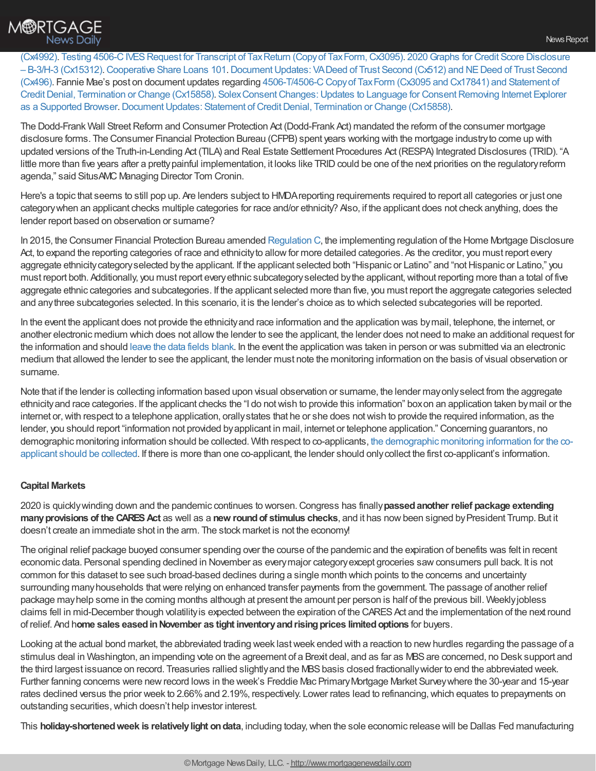(Cx4992). Testing 4506-C IVES Request for Transcript of Tax Return (Copy of Tax Form, Cx3095). 2020 Graphs for Credit Score Disclosure – B-3/H-3 (Cx15312). Cooperative Share Loans 101. Document Updates: VA Deed of Trust Second (Cx512) and NE Deed of Trust Second (Cx496). Fannie Mae's post on document updates regarding 4506-T/4506-C Copy of Tax Form (Cx3095 and Cx17841) and Statement of Credit Denial, Termination or Change (Cx15858). Solex Consent Changes: Updates to Language for Consent Removing Internet Explorer as a Supported Browser. Document Updates: Statement of Credit Denial, Termination or Change (Cx15858).

The Dodd-Frank Wall Street Reform and Consumer Protection Act (Dodd-Frank Act) mandated the reform of the consumer mortgage disclosure forms. The Consumer Financial Protection Bureau (CFPB) spent years working with the mortgage industry to come up with updated versions of the Truth-in-Lending Act (TILA) and Real Estate Settlement Procedures Act (RESPA) Integrated Disclosures (TRID). "A little more than five years after a pretty painful implementation, it looks like TRID could be one of the next priorities on the regulatory reform agenda," said SitusAMC Managing Director Tom Cronin.

Here's a topic that seems to still pop up. Are lenders subject to HMDA reporting requirements required to report all categories or just one category when an applicant checks multiple categories for race and/or ethnicity? Also, if the applicant does not check anything, does the lender report based on observation or surname?

In 2015, the Consumer Financial Protection Bureau amended Regulation C, the implementing regulation of the Home Mortgage Disclosure Act, to expand the reporting categories of race and ethnicity to allow for more detailed categories. As the creditor, you must report every aggregate ethnicity category selected by the applicant. If the applicant selected both "Hispanic or Latino" and "not Hispanic or Latino," you must report both. Additionally, you must report every ethnic subcategory selected by the applicant, without reporting more than a total of five aggregate ethnic categories and subcategories. If the applicant selected more than five, you must report the aggregate categories selected and any three subcategories selected. In this scenario, it is the lender's choice as to which selected subcategories will be reported.

In the event the applicant does not provide the ethnicity and race information and the application was by mail, telephone, the internet, or another electronic medium which does not allow the lender to see the applicant, the lender does not need to make an additional request for the information and should leave the data fields blank. In the event the application was taken in person or was submitted via an electronic medium that allowed the lender to see the applicant, the lender must note the monitoring information on the basis of visual observation or surname.

Note that if the lender is collecting information based upon visual observation or surname, the lender may only select from the aggregate ethnicity and race categories. If the applicant checks the "I do not wish to provide this information" box on an application taken by mail or the internet or, with respect to a telephone application, orally states that he or she does not wish to provide the required information, as the lender, you should report "information not provided by applicant in mail, internet or telephone application." Concerning guarantors, no demographic monitoring information should be collected. With respect to co-applicants, the demographic monitoring information for the co-applicant should be collected. If there is more than one co-applicant, the lender should only collect the first co-applicant's information.

### Capital Markets

2020 is quickly winding down and the pandemic continues to worsen. Congress has finally **passed another relief package extending many provisions of the CARES Act** as well as a **new round of stimulus checks**, and it has now been signed by President Trump. But it doesn't create an immediate shot in the arm. The stock market is not the economy!

The original relief package buoyed consumer spending over the course of the pandemic and the expiration of benefits was felt in recent economic data. Personal spending declined in November as every major category except groceries saw consumers pull back. It is not common for this dataset to see such broad-based declines during a single month which points to the concerns and uncertainty surrounding many households that were relying on enhanced transfer payments from the government. The passage of another relief package may help some in the coming months although at present the amount per person is half of the previous bill. Weekly jobless claims fell in mid-December though volatility is expected between the expiration of the CARES Act and the implementation of the next round of relief. And h**ome sales eased in November as tight inventory and rising prices limited options** for buyers.

Looking at the actual bond market, the abbreviated trading week last week ended with a reaction to new hurdles regarding the passage of a stimulus deal in Washington, an impending vote on the agreement of a Brexit deal, and as far as MBS are concerned, no Desk support and the third largest issuance on record. Treasuries rallied slightly and the MBS basis closed fractionally wider to end the abbreviated week. Further fanning concerns were new record lows in the week's Freddie Mac Primary Mortgage Market Survey where the 30-year and 15-year rates declined versus the prior week to 2.66% and 2.19%, respectively. Lower rates lead to refinancing, which equates to prepayments on outstanding securities, which doesn't help investor interest.

This **holiday-shortened week is relatively light on data**, including today, when the sole economic release will be Dallas Fed manufacturing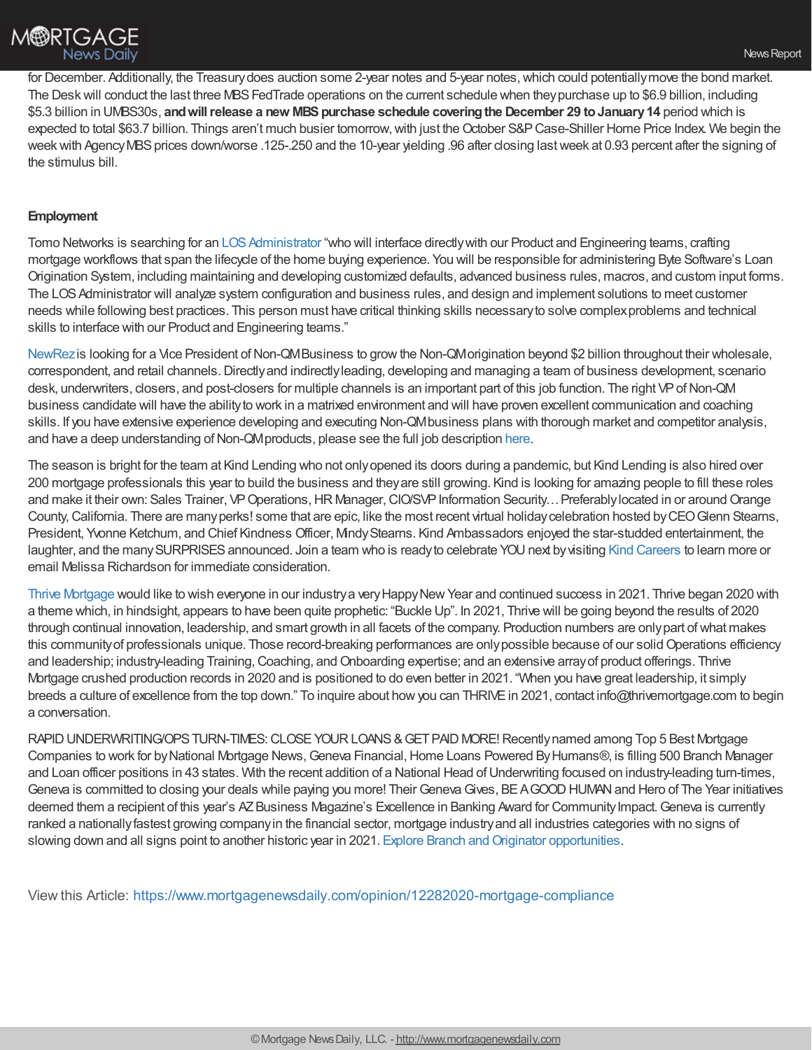for December. Additionally, the Treasury does auction some 2-year notes and 5-year notes, which could potentially move the bond market. The Desk will conduct the last three MBS FedTrade operations on the current schedule when they purchase up to $6.9 billion, including $5.3 billion in UMBS30s, **and will release a new MBS purchase schedule covering the December 29 to January 14** period which is expected to total $63.7 billion. Things aren't much busier tomorrow, with just the October S&P Case-Shiller Home Price Index. We begin the week with Agency MBS prices down/worse .125-.250 and the 10-year yielding .96 after closing last week at 0.93 percent after the signing of the stimulus bill.

**Employment**

Tomo Networks is searching for an LOS Administrator "who will interface directly with our Product and Engineering teams, crafting mortgage workflows that span the lifecycle of the home buying experience. You will be responsible for administering Byte Software's Loan Origination System, including maintaining and developing customized defaults, advanced business rules, macros, and custom input forms. The LOS Administrator will analyze system configuration and business rules, and design and implement solutions to meet customer needs while following best practices. This person must have critical thinking skills necessary to solve complex problems and technical skills to interface with our Product and Engineering teams."

NewRez is looking for a Vice President of Non-QM Business to grow the Non-QM origination beyond $2 billion throughout their wholesale, correspondent, and retail channels. Directly and indirectly leading, developing and managing a team of business development, scenario desk, underwriters, closers, and post-closers for multiple channels is an important part of this job function. The right VP of Non-QM business candidate will have the ability to work in a matrixed environment and will have proven excellent communication and coaching skills. If you have extensive experience developing and executing Non-QM business plans with thorough market and competitor analysis, and have a deep understanding of Non-QM products, please see the full job description here.

The season is bright for the team at Kind Lending who not only opened its doors during a pandemic, but Kind Lending is also hired over 200 mortgage professionals this year to build the business and they are still growing. Kind is looking for amazing people to fill these roles and make it their own: Sales Trainer, VP Operations, HR Manager, CIO/SVP Information Security… Preferably located in or around Orange County, California. There are many perks! some that are epic, like the most recent virtual holiday celebration hosted by CEO Glenn Stearns, President, Yvonne Ketchum, and Chief Kindness Officer, Mindy Stearns. Kind Ambassadors enjoyed the star-studded entertainment, the laughter, and the many SURPRISES announced. Join a team who is ready to celebrate YOU next by visiting Kind Careers to learn more or email Melissa Richardson for immediate consideration.

Thrive Mortgage would like to wish everyone in our industry a very Happy New Year and continued success in 2021. Thrive began 2020 with a theme which, in hindsight, appears to have been quite prophetic: "Buckle Up". In 2021, Thrive will be going beyond the results of 2020 through continual innovation, leadership, and smart growth in all facets of the company. Production numbers are only part of what makes this community of professionals unique. Those record-breaking performances are only possible because of our solid Operations efficiency and leadership; industry-leading Training, Coaching, and Onboarding expertise; and an extensive array of product offerings. Thrive Mortgage crushed production records in 2020 and is positioned to do even better in 2021. "When you have great leadership, it simply breeds a culture of excellence from the top down." To inquire about how you can THRIVE in 2021, contact info@thrivemortgage.com to begin a conversation.

RAPID UNDERWRITING/OPS TURN-TIMES: CLOSE YOUR LOANS & GET PAID MORE! Recently named among Top 5 Best Mortgage Companies to work for by National Mortgage News, Geneva Financial, Home Loans Powered By Humans®, is filling 500 Branch Manager and Loan officer positions in 43 states. With the recent addition of a National Head of Underwriting focused on industry-leading turn-times, Geneva is committed to closing your deals while paying you more! Their Geneva Gives, BE A GOOD HUMAN and Hero of The Year initiatives deemed them a recipient of this year's AZ Business Magazine's Excellence in Banking Award for Community Impact. Geneva is currently ranked a nationally fastest growing company in the financial sector, mortgage industry and all industries categories with no signs of slowing down and all signs point to another historic year in 2021. Explore Branch and Originator opportunities.

View this Article: https://www.mortgagenewsdaily.com/opinion/12282020-mortgage-compliance